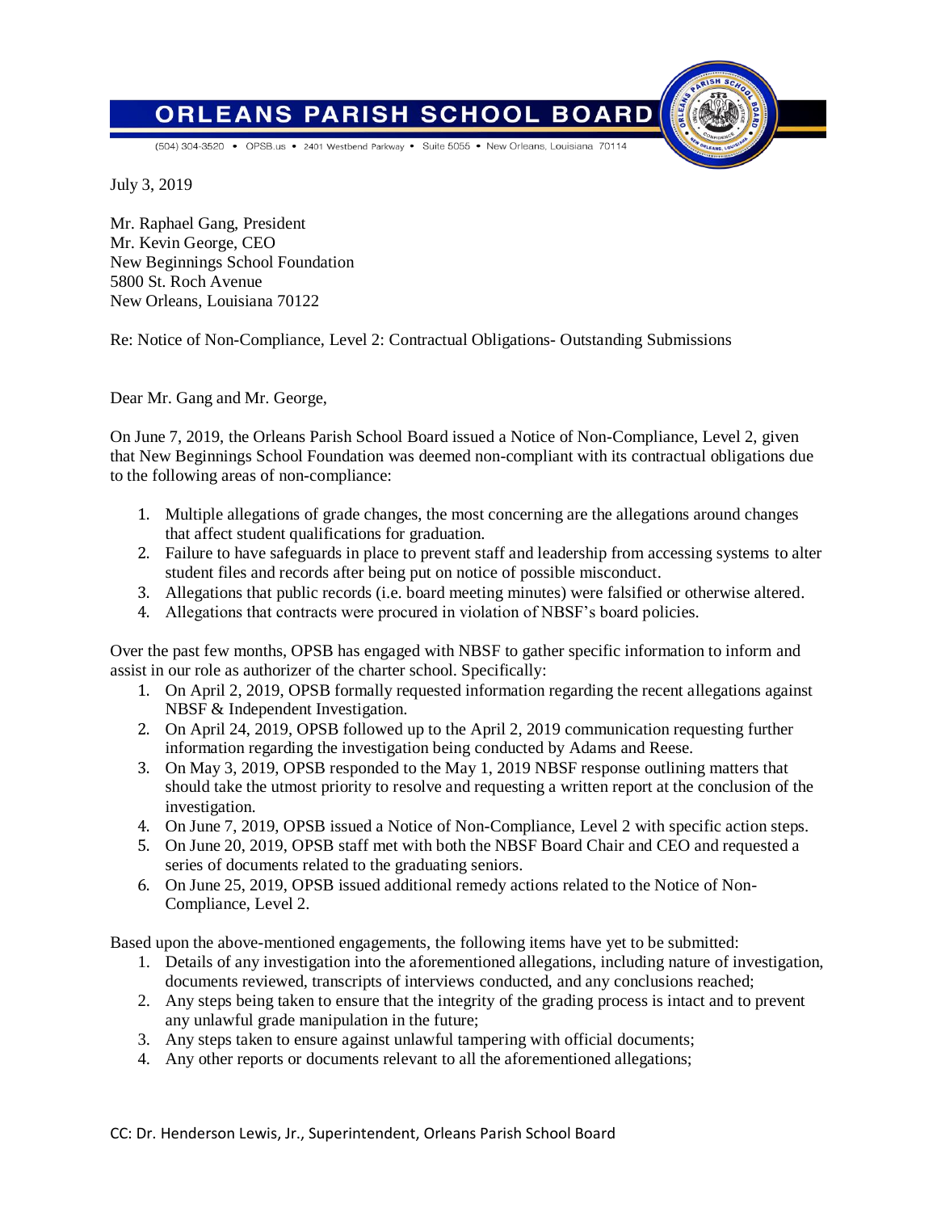# ORLEANS PARISH SCHOOL BOARD

(504) 304-3520 • OPSB.us • 2401 Westbend Parkway • Suite 5055 • New Orleans, Louisiana 70114

July 3, 2019

Mr. Raphael Gang, President
Mr. Kevin George, CEO
New Beginnings School Foundation
5800 St. Roch Avenue
New Orleans, Louisiana 70122

Re: Notice of Non-Compliance, Level 2: Contractual Obligations- Outstanding Submissions

Dear Mr. Gang and Mr. George,

On June 7, 2019, the Orleans Parish School Board issued a Notice of Non-Compliance, Level 2, given that New Beginnings School Foundation was deemed non-compliant with its contractual obligations due to the following areas of non-compliance:

1. Multiple allegations of grade changes, the most concerning are the allegations around changes that affect student qualifications for graduation.
2. Failure to have safeguards in place to prevent staff and leadership from accessing systems to alter student files and records after being put on notice of possible misconduct.
3. Allegations that public records (i.e. board meeting minutes) were falsified or otherwise altered.
4. Allegations that contracts were procured in violation of NBSF's board policies.

Over the past few months, OPSB has engaged with NBSF to gather specific information to inform and assist in our role as authorizer of the charter school. Specifically:

1. On April 2, 2019, OPSB formally requested information regarding the recent allegations against NBSF & Independent Investigation.
2. On April 24, 2019, OPSB followed up to the April 2, 2019 communication requesting further information regarding the investigation being conducted by Adams and Reese.
3. On May 3, 2019, OPSB responded to the May 1, 2019 NBSF response outlining matters that should take the utmost priority to resolve and requesting a written report at the conclusion of the investigation.
4. On June 7, 2019, OPSB issued a Notice of Non-Compliance, Level 2 with specific action steps.
5. On June 20, 2019, OPSB staff met with both the NBSF Board Chair and CEO and requested a series of documents related to the graduating seniors.
6. On June 25, 2019, OPSB issued additional remedy actions related to the Notice of Non-Compliance, Level 2.

Based upon the above-mentioned engagements, the following items have yet to be submitted:

1. Details of any investigation into the aforementioned allegations, including nature of investigation, documents reviewed, transcripts of interviews conducted, and any conclusions reached;
2. Any steps being taken to ensure that the integrity of the grading process is intact and to prevent any unlawful grade manipulation in the future;
3. Any steps taken to ensure against unlawful tampering with official documents;
4. Any other reports or documents relevant to all the aforementioned allegations;

CC: Dr. Henderson Lewis, Jr., Superintendent, Orleans Parish School Board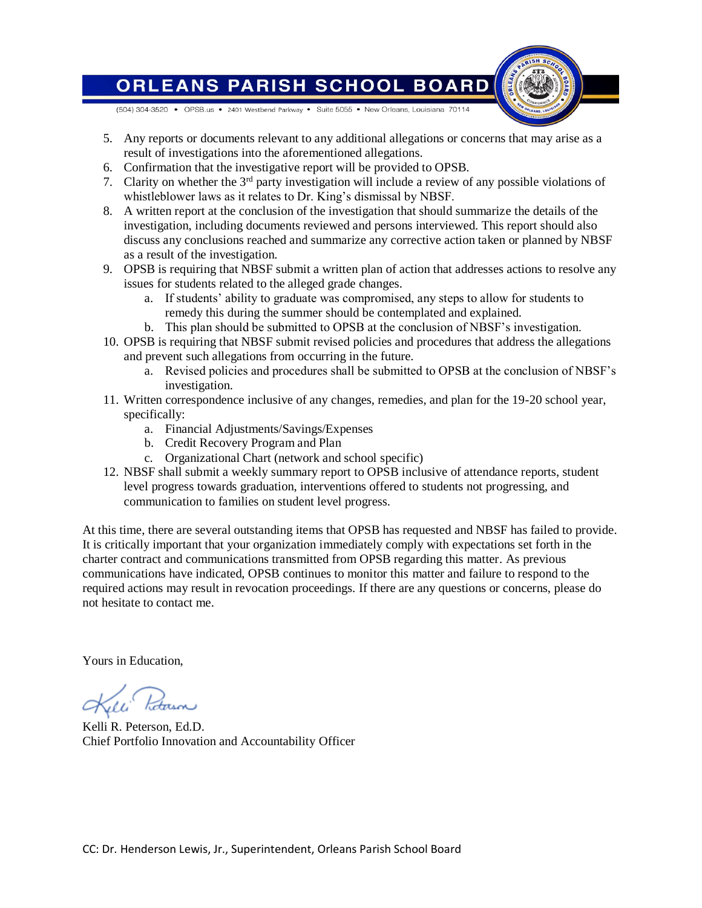5. Any reports or documents relevant to any additional allegations or concerns that may arise as a result of investigations into the aforementioned allegations.
6. Confirmation that the investigative report will be provided to OPSB.
7. Clarity on whether the 3rd party investigation will include a review of any possible violations of whistleblower laws as it relates to Dr. King's dismissal by NBSF.
8. A written report at the conclusion of the investigation that should summarize the details of the investigation, including documents reviewed and persons interviewed. This report should also discuss any conclusions reached and summarize any corrective action taken or planned by NBSF as a result of the investigation.
9. OPSB is requiring that NBSF submit a written plan of action that addresses actions to resolve any issues for students related to the alleged grade changes.
   a. If students' ability to graduate was compromised, any steps to allow for students to remedy this during the summer should be contemplated and explained.
   b. This plan should be submitted to OPSB at the conclusion of NBSF's investigation.
10. OPSB is requiring that NBSF submit revised policies and procedures that address the allegations and prevent such allegations from occurring in the future.
    a. Revised policies and procedures shall be submitted to OPSB at the conclusion of NBSF's investigation.
11. Written correspondence inclusive of any changes, remedies, and plan for the 19-20 school year, specifically:
    a. Financial Adjustments/Savings/Expenses
    b. Credit Recovery Program and Plan
    c. Organizational Chart (network and school specific)
12. NBSF shall submit a weekly summary report to OPSB inclusive of attendance reports, student level progress towards graduation, interventions offered to students not progressing, and communication to families on student level progress.

At this time, there are several outstanding items that OPSB has requested and NBSF has failed to provide. It is critically important that your organization immediately comply with expectations set forth in the charter contract and communications transmitted from OPSB regarding this matter. As previous communications have indicated, OPSB continues to monitor this matter and failure to respond to the required actions may result in revocation proceedings. If there are any questions or concerns, please do not hesitate to contact me.

Yours in Education,

Kelli R. Peterson, Ed.D.
Chief Portfolio Innovation and Accountability Officer

CC: Dr. Henderson Lewis, Jr., Superintendent, Orleans Parish School Board